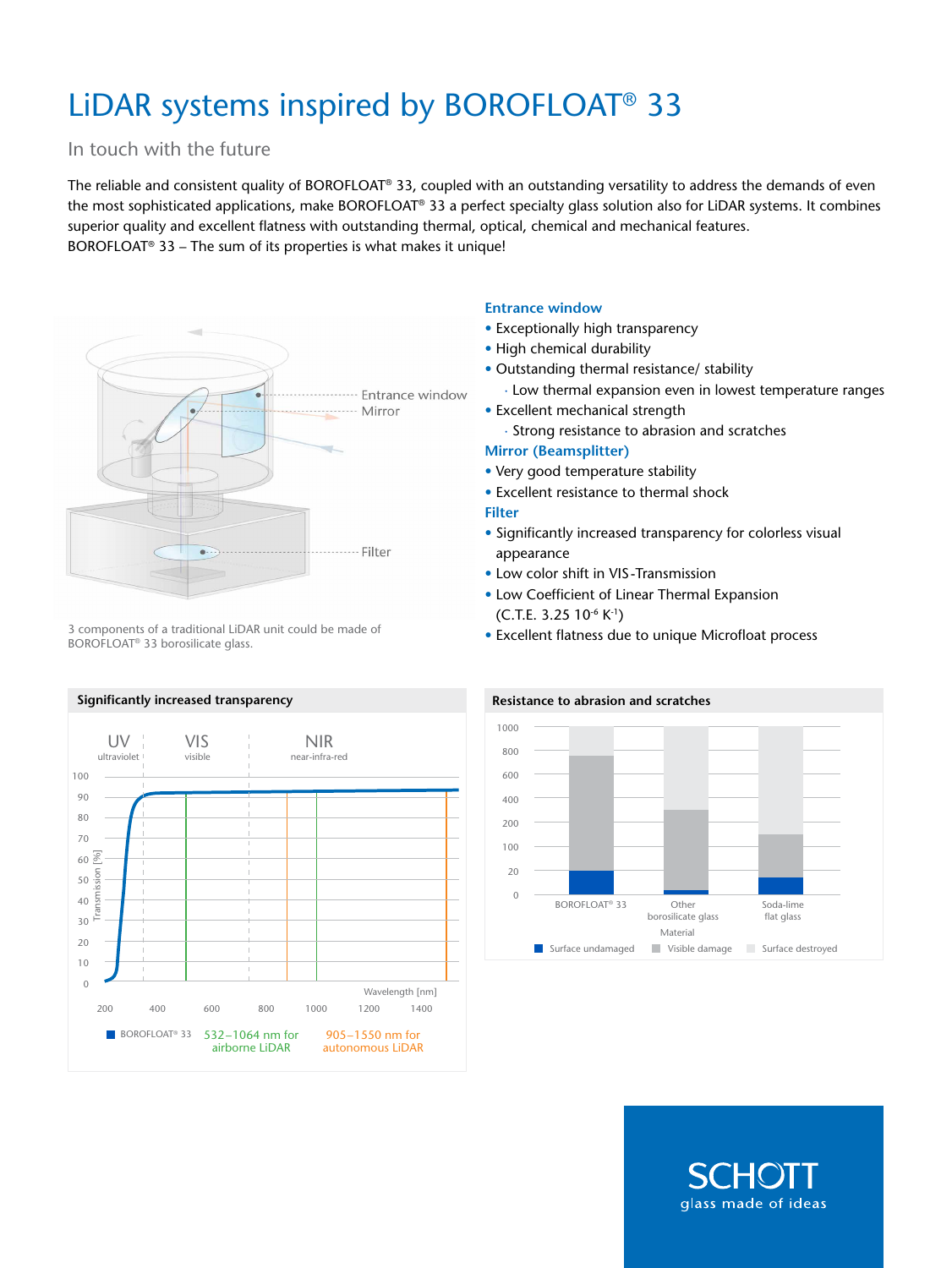# LiDAR systems inspired by BOROFLOAT® 33

## In touch with the future

The reliable and consistent quality of BOROFLOAT® 33, coupled with an outstanding versatility to address the demands of even the most sophisticated applications, make BOROFLOAT® 33 a perfect specialty glass solution also for LiDAR systems. It combines superior quality and excellent flatness with outstanding thermal, optical, chemical and mechanical features.
BOROFLOAT® 33 – The sum of its properties is what makes it unique!

Entrance window
Mirror
Filter

3 components of a traditional LiDAR unit could be made of BOROFLOAT® 33 borosilicate glass.

### Entrance window

- Exceptionally high transparency
- High chemical durability
- Outstanding thermal resistance/ stability
  - Low thermal expansion even in lowest temperature ranges
- Excellent mechanical strength
  - Strong resistance to abrasion and scratches

### Mirror (Beamsplitter)

- Very good temperature stability
- Excellent resistance to thermal shock

### Filter

- Significantly increased transparency for colorless visual appearance
- Low color shift in VIS-Transmission
- Low Coefficient of Linear Thermal Expansion (C.T.E. 3.25 $10^{-6}$ $K^{-1}$)
- Excellent flatness due to unique Microfloat process

### Significantly increased transparency

UV ultraviolet | VIS visible | NIR near-infra-red

Transmission [%] (0–100) vs. Wavelength [nm] (200–1400)

■ BOROFLOAT® 33 | 532–1064 nm for airborne LiDAR | 905–1550 nm for autonomous LiDAR

### Resistance to abrasion and scratches

Material: BOROFLOAT® 33 | Other borosilicate glass | Soda-lime flat glass

Axis: 0, 20, 100, 200, 400, 600, 800, 1000

■ Surface undamaged ■ Visible damage ■ Surface destroyed

SCHOTT
glass made of ideas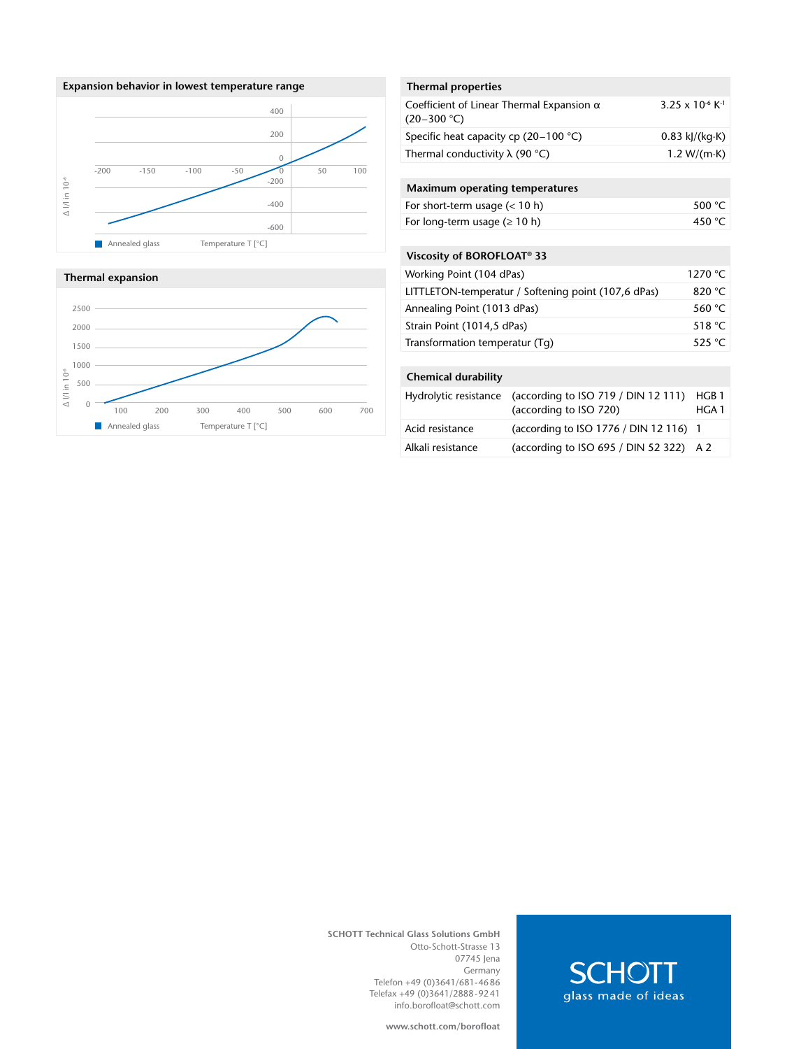## Expansion behavior in lowest temperature range

400
200
0
-200
-400
-600
-200 -150 -100 -50 0 50 100
Δ l/l in $10^{-6}$
Annealed glass
Temperature T [°C]

## Thermal expansion

2500
2000
1500
1000
500
0
100 200 300 400 500 600 700
Δ l/l in $10^{-6}$
Annealed glass
Temperature T [°C]

| Thermal properties | |
|---|---|
| Coefficient of Linear Thermal Expansion α (20–300 °C) | $3.25 \times 10^{-6}$ $K^{-1}$ |
| Specific heat capacity cp (20–100 °C) | 0.83 kJ/(kg·K) |
| Thermal conductivity λ (90 °C) | 1.2 W/(m·K) |

| Maximum operating temperatures | |
|---|---|
| For short-term usage (< 10 h) | 500 °C |
| For long-term usage (≥ 10 h) | 450 °C |

| Viscosity of BOROFLOAT® 33 | |
|---|---|
| Working Point ($10^4$ dPas) | 1270 °C |
| LITTLETON-temperatur / Softening point ($10^{7,6}$ dPas) | 820 °C |
| Annealing Point ($10^{13}$ dPas) | 560 °C |
| Strain Point ($10^{14,5}$ dPas) | 518 °C |
| Transformation temperatur (Tg) | 525 °C |

| Chemical durability | | |
|---|---|---|
| Hydrolytic resistance | (according to ISO 719 / DIN 12 111)<br>(according to ISO 720) | HGB 1<br>HGA 1 |
| Acid resistance | (according to ISO 1776 / DIN 12 116) | 1 |
| Alkali resistance | (according to ISO 695 / DIN 52 322) | A 2 |

**SCHOTT Technical Glass Solutions GmbH**
Otto-Schott-Strasse 13
07745 Jena
Germany
Telefon +49 (0)3641/681-4686
Telefax +49 (0)3641/2888-9241
info.borofloat@schott.com

**www.schott.com/borofloat**

SCHOTT
glass made of ideas